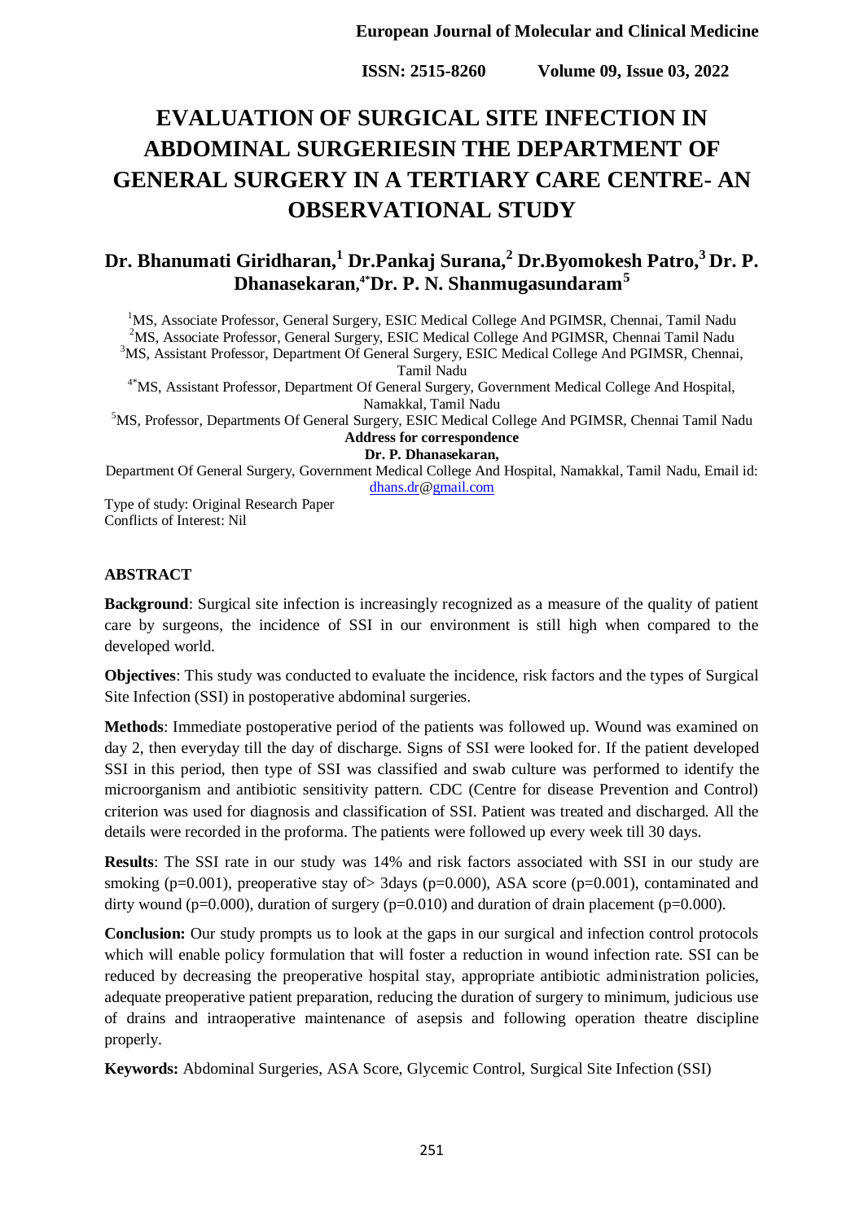# EVALUATION OF SURGICAL SITE INFECTION IN ABDOMINAL SURGERIESIN THE DEPARTMENT OF GENERAL SURGERY IN A TERTIARY CARE CENTRE- AN OBSERVATIONAL STUDY

## Dr. Bhanumati Giridharan,[1] Dr.Pankaj Surana,[2] Dr.Byomokesh Patro,[3] Dr. P. Dhanasekaran,[4*] Dr. P. N. Shanmugasundaram[5]

[1]MS, Associate Professor, General Surgery, ESIC Medical College And PGIMSR, Chennai, Tamil Nadu
[2]MS, Associate Professor, General Surgery, ESIC Medical College And PGIMSR, Chennai Tamil Nadu
[3]MS, Assistant Professor, Department Of General Surgery, ESIC Medical College And PGIMSR, Chennai, Tamil Nadu
[4*]MS, Assistant Professor, Department Of General Surgery, Government Medical College And Hospital, Namakkal, Tamil Nadu
[5]MS, Professor, Departments Of General Surgery, ESIC Medical College And PGIMSR, Chennai Tamil Nadu

**Address for correspondence**

**Dr. P. Dhanasekaran,**

Department Of General Surgery, Government Medical College And Hospital, Namakkal, Tamil Nadu, Email id: dhans.dr@gmail.com

Type of study: Original Research Paper
Conflicts of Interest: Nil

## ABSTRACT

**Background**: Surgical site infection is increasingly recognized as a measure of the quality of patient care by surgeons, the incidence of SSI in our environment is still high when compared to the developed world.

**Objectives**: This study was conducted to evaluate the incidence, risk factors and the types of Surgical Site Infection (SSI) in postoperative abdominal surgeries.

**Methods**: Immediate postoperative period of the patients was followed up. Wound was examined on day 2, then everyday till the day of discharge. Signs of SSI were looked for. If the patient developed SSI in this period, then type of SSI was classified and swab culture was performed to identify the microorganism and antibiotic sensitivity pattern. CDC (Centre for disease Prevention and Control) criterion was used for diagnosis and classification of SSI. Patient was treated and discharged. All the details were recorded in the proforma. The patients were followed up every week till 30 days.

**Results**: The SSI rate in our study was 14% and risk factors associated with SSI in our study are smoking (p=0.001), preoperative stay of> 3days (p=0.000), ASA score (p=0.001), contaminated and dirty wound (p=0.000), duration of surgery (p=0.010) and duration of drain placement (p=0.000).

**Conclusion:** Our study prompts us to look at the gaps in our surgical and infection control protocols which will enable policy formulation that will foster a reduction in wound infection rate. SSI can be reduced by decreasing the preoperative hospital stay, appropriate antibiotic administration policies, adequate preoperative patient preparation, reducing the duration of surgery to minimum, judicious use of drains and intraoperative maintenance of asepsis and following operation theatre discipline properly.

**Keywords:** Abdominal Surgeries, ASA Score, Glycemic Control, Surgical Site Infection (SSI)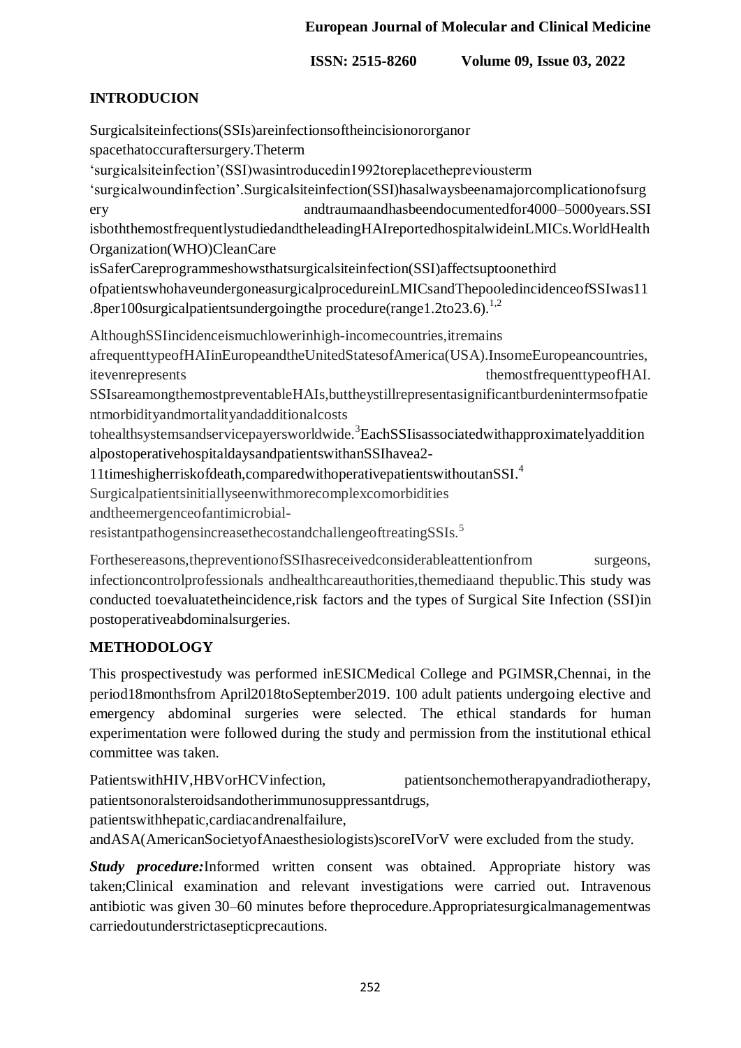## INTRODUCION

Surgicalsiteinfections(SSIs)areinfectionsoftheincisionororganor spacethatoccuraftersurgery.Theterm 'surgicalsiteinfection'(SSI)wasintroducedin1992toreplacethepreviousterm 'surgicalwoundinfection'.Surgicalsiteinfection(SSI)hasalwaysbeenamajorcomplicationofsurgery andtraumaandhasbeendocumentedfor4000–5000years.SSI isboththemostfrequentlystudiedandtheleadingHAIreportedhospitalwideinLMICs.WorldHealth Organization(WHO)CleanCare isSaferCareprogrammeshowsthatsurgicalsiteinfection(SSI)affectsuptoonethird ofpatientswhohaveundergoneasurgicalprocedureinLMICsandThepooledincidenceofSSIwas11.8per100surgicalpatientsundergoingthe procedure(range1.2to23.6).[1,2]

AlthoughSSIincidenceismuchlowerinhigh-incomecountries,itremains afrequenttypeofHAIinEuropeandtheUnitedStatesofAmerica(USA).InsomeEuropeancountries, itevenrepresents themostfrequenttypeofHAI. SSIsareamongthemostpreventableHAIs,buttheystillrepresentasignificantburdenintermsofpatientmorbidityandmortalityandadditionalcosts tohealthsystemsandservicepayersworldwide.[3]EachSSIisassociatedwithapproximatelyadditionalpostoperativehospitaldaysandpatientswithanSSIhavea2-11timeshigherriskofdeath,comparedwithoperativepatientswithoutanSSI.[4] Surgicalpatientsinitiallyseenwithmorecomplexcomorbidities andtheemergenceofantimicrobial-resistantpathogensincreasethecostandchallengeoftreatingSSIs.[5]

Forthesereasons,thepreventionofSSIhasreceivedconsiderableattentionfrom surgeons, infectioncontrolprofessionals andhealthcareauthorities,themediaand thepublic.This study was conducted toevaluatetheincidence,risk factors and the types of Surgical Site Infection (SSI)in postoperativeabdominalsurgeries.

## METHODOLOGY

This prospectivestudy was performed inESICMedical College and PGIMSR,Chennai, in the period18monthsfrom April2018toSeptember2019. 100 adult patients undergoing elective and emergency abdominal surgeries were selected. The ethical standards for human experimentation were followed during the study and permission from the institutional ethical committee was taken.

PatientswithHIV,HBVorHCVinfection, patientsonchemotherapyandradiotherapy, patientsonoralsteroidsandotherimmunosuppressantdrugs, patientswithhepatic,cardiacandrenalfailure, andASA(AmericanSocietyofAnaesthesiologists)scoreIVorV were excluded from the study.

***Study procedure:***Informed written consent was obtained. Appropriate history was taken;Clinical examination and relevant investigations were carried out. Intravenous antibiotic was given 30–60 minutes before theprocedure.Appropriatesurgicalmanagementwas carriedoutunderstrictasepticprecautions.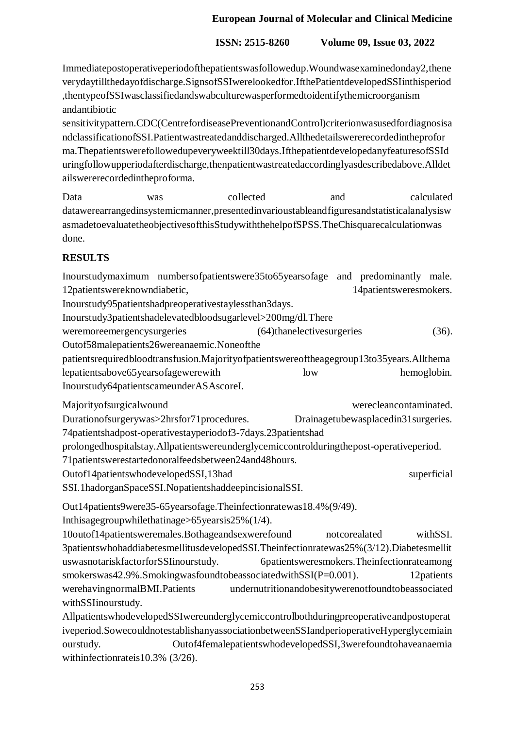Immediate postoperative period of the patients was followed up. Wound was examined on day 2, then every day till the day of discharge. Signs of SSI were looked for. If the Patient developed SSI in this period, then type of SSI was classified and swab culture was performed to identify the microorganism and antibiotic sensitivity pattern. CDC (Centre for disease Prevention and Control) criterion was used for diagnosis and classification of SSI. Patient was treated and discharged. All the details were recorded in the proforma. The patients were followed up every week till 30 days. If the patient developed any features of SSI during follow up period after discharge, then patient was treated accordingly as described above. All details were recorded in the proforma.

Data was collected and calculated data were arranged in systemic manner, presented in various table and figures and statistical analysis was made to evaluate the objectives of this Study with the help of SPSS. The Chi square calculation was done.

## RESULTS

In our study maximum numbers of patients were 35 to 65 years of age and predominantly male. 12 patients were known diabetic, 14 patients were smokers. In our study 95 patients had preoperative stay less than 3 days. In our study 3 patients had elevated blood sugar level >200mg/dl. There were more emergency surgeries (64) than elective surgeries (36). Out of 58 male patients 26 were anaemic. None of the patients required blood transfusion. Majority of patients were of the age group 13 to 35 years. All the male patients above 65 years of age were with low hemoglobin. In our study 64 patients came under ASA score I.

Majority of surgical wound were clean contaminated. Duration of surgery was >2hrs for 71 procedures. Drainage tube was placed in 31 surgeries. 74 patients had post-operative stay period of 3-7 days. 23 patients had prolonged hospital stay. All patients were under glycemic control during the post-operative period. 71 patients were started on oral feeds between 24 and 48 hours. Out of 14 patients who developed SSI, 13 had superficial SSI. 1 had organ Space SSI. No patients had deep incisional SSI.

Out 14 patients 9 were 35-65 years of age. The infection rate was 18.4% (9/49). In this age group while that in age >65 years is 25% (1/4). 10 out of 14 patients were males. Both age and sex were found not corealated with SSI. 3 patients who had diabetes mellitus developed SSI. The infection rate was 25% (3/12). Diabetes mellitus was not a risk factor for SSI in our study. 6 patients were smokers. The infection rate among smokers was 42.9%. Smoking was found to be associated with SSI (P=0.001). 12 patients were having normal BMI. Patients under nutrition and obesity were not found to be associated with SSI in our study.

All patients who developed SSI were under glycemic control both during preoperative and postoperative period. So we could not establish any association between SSI and perioperative Hyperglycemia in our study. Out of 4 female patients who developed SSI, 3 were found to have anaemia with infection rate is 10.3% (3/26).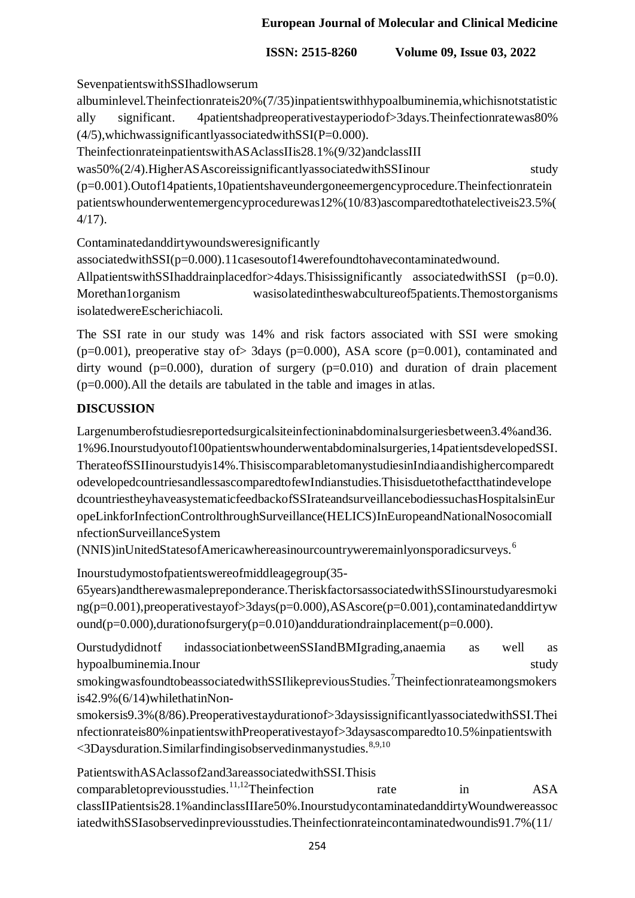SevenpatientswithSSIhadlowserum albuminlevel.Theinfectionrateis20%(7/35)inpatientswithhypoalbuminemia,whichisnotstatistically significant. 4patientshadpreoperativestayperiodof>3days.Theinfectionratewas80%(4/5),whichwassignificantlyassociatedwithSSI(P=0.000). TheinfectionrateinpatientswithASAclassIIis28.1%(9/32)andclassIII was50%(2/4).HigherASAscoreissignificantlyassociatedwithSSIinour study (p=0.001).Outof14patients,10patientshaveundergoneemergencyprocedure.Theinfectionrateinpatientswhounderwentemergencyprocedurewas12%(10/83)ascomparedtothatelectiveis23.5%(4/17).

Contaminatedanddirtywoundsweresignificantly associatedwithSSI(p=0.000).11casesoutof14werefoundtohavecontaminatedwound. AllpatientswithSSIhaddrainplacedfor>4days.Thisissignificantly associatedwithSSI (p=0.0). Morethan1organism wasisolatedintheswabcultureof5patients.Themostorganisms isolatedwereEscherichiacoli.

The SSI rate in our study was 14% and risk factors associated with SSI were smoking (p=0.001), preoperative stay of> 3days (p=0.000), ASA score (p=0.001), contaminated and dirty wound (p=0.000), duration of surgery (p=0.010) and duration of drain placement (p=0.000).All the details are tabulated in the table and images in atlas.

## DISCUSSION

Largenumberofstudiesreportedsurgicalsiteinfectioninabdominalsurgeriesbetween3.4%and36.1%96.Inourstudyoutof100patientswhounderwentabdominalsurgeries,14patientsdevelopedSSI. TherateofSSIinourstudyis14%.ThisiscomparabletomanystudiesinIndiaandishighercomparedtodevelopedcountriesandlessascomparedtofewIndianstudies.Thisisduetothefactthatindevelopedcountriestheyhaveasystematicfeedbackof SSIrateandsurveillancebodiessuchasHospitalsinEuropeLinkforInfectionControlthroughSurveillance(HELICS)InEuropeandNationalNosocomialInfectionSurveillanceSystem (NNIS)inUnitedStatesofAmericawhereasinourcountryweremainlyonsporadicsurveys.[6]

Inourstudymostofpatientswereofmiddleagegroup(35-65years)andtherewasmalepreponderance.TheriskfactorsassociatedwithSSIinourstudyaresmoking(p=0.001),preoperativestayof>3days(p=0.000),ASAscore(p=0.001),contaminatedanddirtywound(p=0.000),durationofsurgery(p=0.010)anddurationdrainplacement(p=0.000).

Ourstudydidnotf indassociationbetweenSSIandBMIgrading,anaemia as well as hypoalbuminemia.Inour study smokingwasfoundtobeassociatedwithSSIlikepreviousStudies.[7]Theinfectionrateamongsmokersis42.9%(6/14)whilethatinNon-smokersis9.3%(8/86).Preoperativestaydurationof>3daysissignificantlyassociatedwithSSI.TheinfectionrateisＥ80%inpatientswithPreoperativestayof>3daysascomparedto10.5%inpatientswith <3Daysduration.Similarfindingisobservedinmanystudies.[8,9,10]

PatientswithASAclassof2and3areassociatedwithSSI.This is comparabletoprevioustudies.[11,12]Theinfection rate in ASA classIIPatientsis28.1%andinclassIIIare50%.InourstudycontaminatedanddirtyWoundwereassociatedwithSSIasobservedinpreviousstudies.Theinfectionrateincontaminatedwoundis91.7%(11/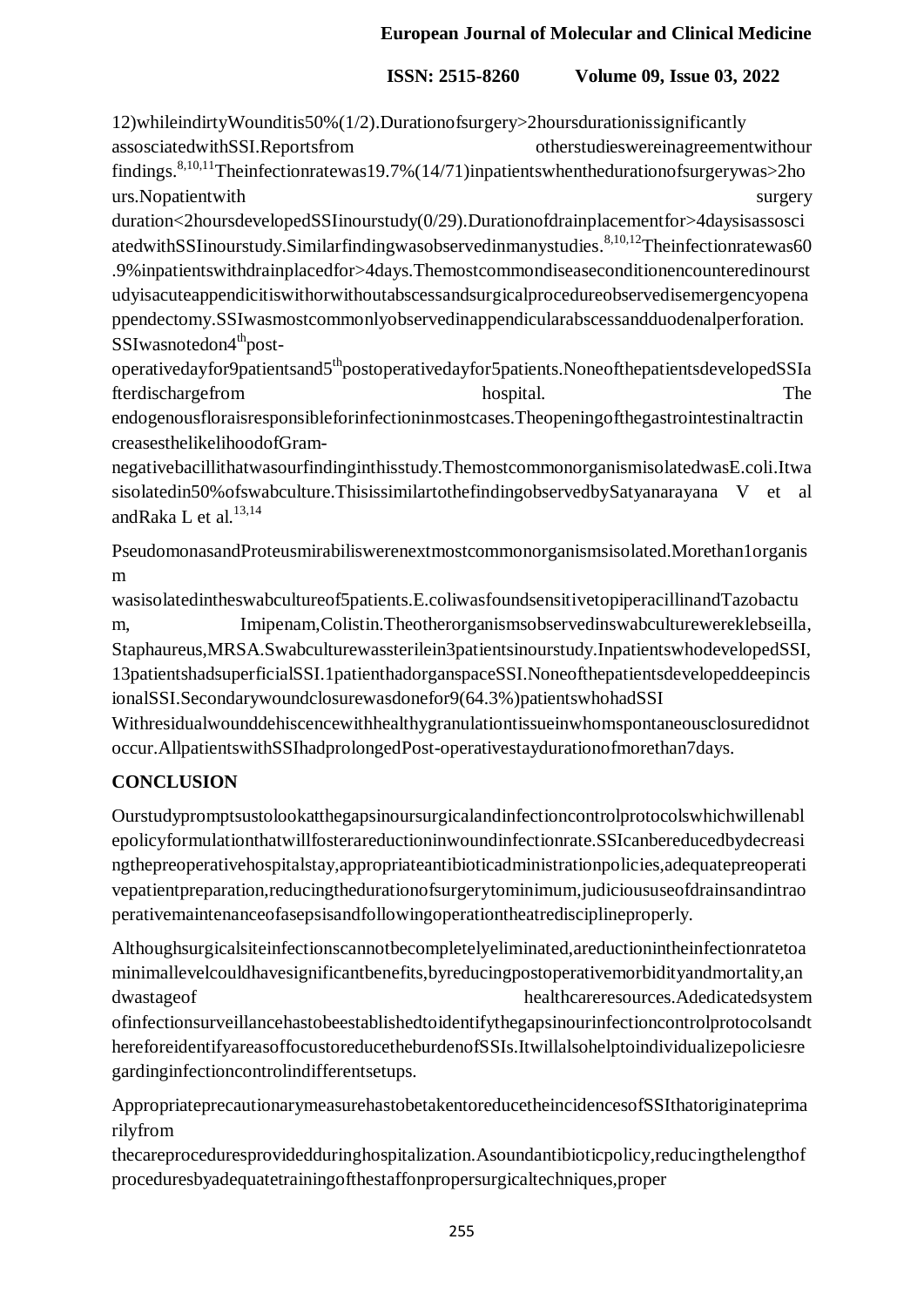12)whileindirtyWounditis50%(1/2).Durationofsurgery>2hoursdurationissignificantly assosciatedwithSSI.Reportsfrom otherstudieswereinagreementwithour findings.[8,10,11]Theinfectionratewas19.7%(14/71)inpatientswhenthedurationofsurgerywas>2hours.Nopatientwith surgery duration<2hoursdevelopedSSIinourstudy(0/29).Durationofdrainplacementfor>4daysisassosciatedwithSSIinourstudy.Similarfindingwasobservedinmanystudies.[8,10,12]Theinfectionratewas60.9%inpatientswithdrainplacedfor>4days.Themostcommondiseaseconditionencounteredinourstudyisacuteappendicitiswithorwithoutabscessandsurgicalprocedureobservedisemergencyopenappendectomy.SSIwasmostcommonlyobservedinappendicularabscessandduodenalperforation. SSIwasnotedon4[th]post-operativedayfor9patientsand5[th]postoperativedayfor5patients.NoneofthepatientsdevelopedSSIafterdischargefrom hospital. The endogenousfloraisresponsibleforinfectioninmostcases.TheopeningofthegastrointestinaltractincreasesthelikelihoodofGram-negativebacillithatwasourfindinginthisstudy.ThemostcommonorganismisolatedwasE.coli.Itwasisolatedin50%ofswabculture.ThisissimilartothefindingobservedbySatyanarayana V et al andRaka L et al.[13,14]

PseudomonasandProteusmirabiliswerenextmostcommonorganismsisolated.Morethan1organism wasisolatedintheswabcultureof5patients.E.coliwasfoundsensitivetopiperacillinandTazobactum, Imipenam,Colistin.Theotherorganismsobservedinswabculturewereklebseilla, Staphaureus,MRSA.Swabculturewassterilein3patientsinourstudy.InpatientswhodevelopedSSI, 13patientshadsuperficialSSI.1patienthadorganspaceSSI.NoneofthepatientsdevelopeddeepincisionalSSI.Secondarywoundclosurewasdonefor9(64.3%)patientswhohadSSI Withresidualwounddehiscencewithhealthygranulationtissueinwhomspontaneousclosuredidnot occur.AllpatientswithSSIhadprolongedPost-operativestaydurationofmorethan7days.

## CONCLUSION

Ourstudypromptsustolookatthegapsinoursurgicalandinfectioncontrolprotocolswhichwillenablepolicyformulationthatwillfosterareductioninwoundinfectionrate.SSIcanbereducedbydecreasingthepreoperativehospitalstay,appropriateantibioticadministrationpolicies,adequatepreoperativepatientpreparation,reducingthedurationofsurgerytominimum,judicioususeofdrainsandintraoperativemaintenanceofasepsisandfollowingoperationtheatredisciplineproperly.

Althoughsurgicalsiteinfectionscannotbecompletelyeliminated,areductionintheinfectionratetoaminimallevelcouldhavesignificantbenefits,byreducingpostoperativemorbidityandmortality,and wastageof healthcareresources.Adedicatedsystem ofinfectionsurveillancehastobeestablishedtoidentifythegapsinourinfectioncontrolprotocolsandthereforeidentifyareasoffocustoreducetheburdenofSSIs.Itwillalsohelptoindividualizepoliciesregardinginfectioncontrolindifferentsetups.

AppropriateprecautionarymeasurehastobetakentoreducetheincidencesofSSIthatoriginateprimarilyfrom thecareproceduresprovidedduringhospitalization.Asoundantibioticpolicy,reducingthelengthofproceduresbyadequatetrainingofthestaffonpropersurgicaltechniques,proper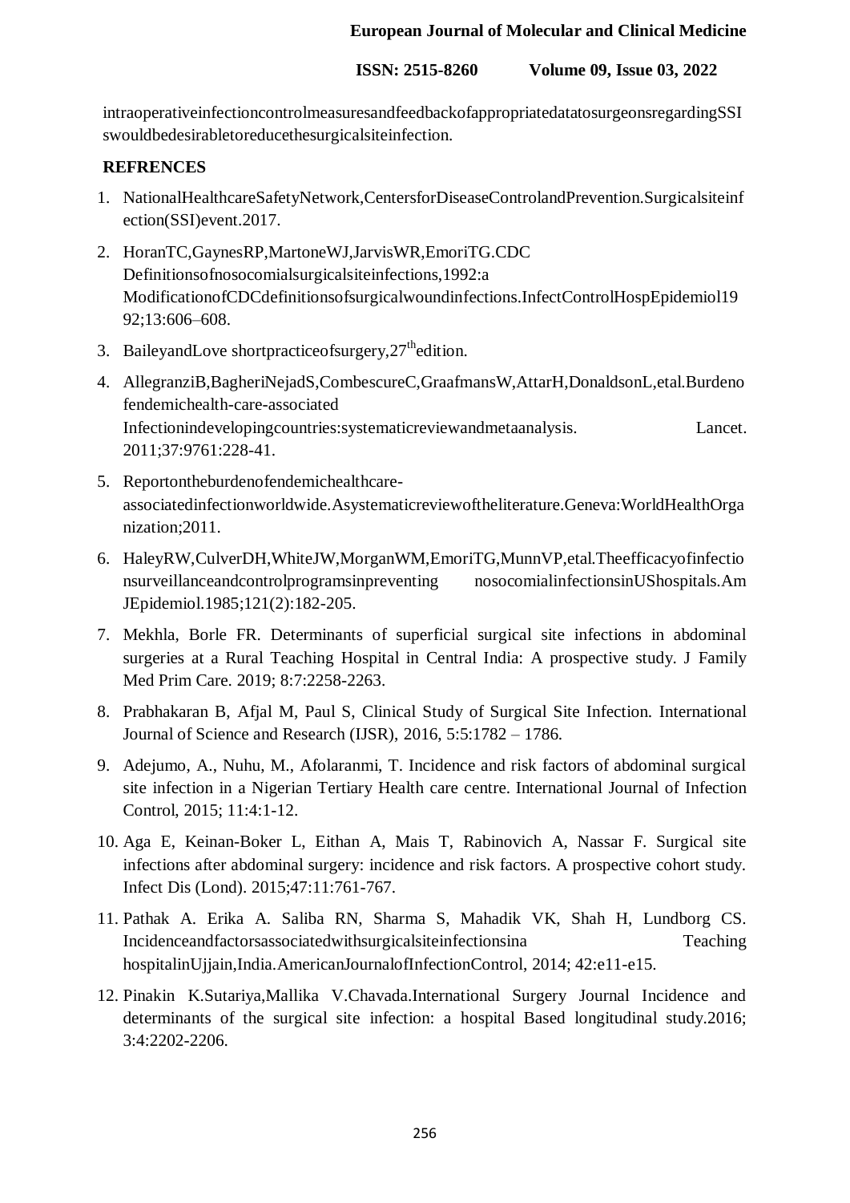intraoperativeinfectioncontrolmeasuresandfeedbackofappropriatedatatosurgeonsregardingSSIswouldbedesirabletoreducethesurgicalsiteinfection.

## REFRENCES

1. NationalHealthcareSafetyNetwork,CentersforDiseaseControlandPrevention.Surgicalsiteinfection(SSI)event.2017.
2. HoranTC,GaynesRP,MartoneWJ,JarvisWR,EmoriTG.CDC Definitionsofnosocomialsurgicalsiteinfections,1992:a ModificationofCDCdefinitionsofsurgicalwoundinfections.InfectControlHospEpidemiol1992;13:606–608.
3. BaileyandLove shortpracticeofsurgery,27thedition.
4. AllegranziB,BagheriNejadS,CombescureC,GraafmansW,AttarH,DonaldsonL,etal.Burdenofendemichealth-care-associated Infectionindevelopingcountries:systematicreviewandmetaanalysis. Lancet. 2011;37:9761:228-41.
5. Reportontheburdenofendemichealthcare-associatedinfectionworldwide.Asystematicreviewoftheliterature.Geneva:WorldHealthOrganization;2011.
6. HaleyRW,CulverDH,WhiteJW,MorganWM,EmoriTG,MunnVP,etal.Theefficacyofinfectionsurveillanceandcontrolprogramsinpreventing nosocomialinfectionsinUShospitals.Am JEpidemiol.1985;121(2):182-205.
7. Mekhla, Borle FR. Determinants of superficial surgical site infections in abdominal surgeries at a Rural Teaching Hospital in Central India: A prospective study. J Family Med Prim Care. 2019; 8:7:2258-2263.
8. Prabhakaran B, Afjal M, Paul S, Clinical Study of Surgical Site Infection. International Journal of Science and Research (IJSR), 2016, 5:5:1782 – 1786.
9. Adejumo, A., Nuhu, M., Afolaranmi, T. Incidence and risk factors of abdominal surgical site infection in a Nigerian Tertiary Health care centre. International Journal of Infection Control, 2015; 11:4:1-12.
10. Aga E, Keinan-Boker L, Eithan A, Mais T, Rabinovich A, Nassar F. Surgical site infections after abdominal surgery: incidence and risk factors. A prospective cohort study. Infect Dis (Lond). 2015;47:11:761-767.
11. Pathak A. Erika A. Saliba RN, Sharma S, Mahadik VK, Shah H, Lundborg CS. Incidenceandfactorsassociatedwithsurgicalsiteinfectionsina Teaching hospitalinUjjain,India.AmericanJournalofInfectionControl, 2014; 42:e11-e15.
12. Pinakin K.Sutariya,Mallika V.Chavada.International Surgery Journal Incidence and determinants of the surgical site infection: a hospital Based longitudinal study.2016; 3:4:2202-2206.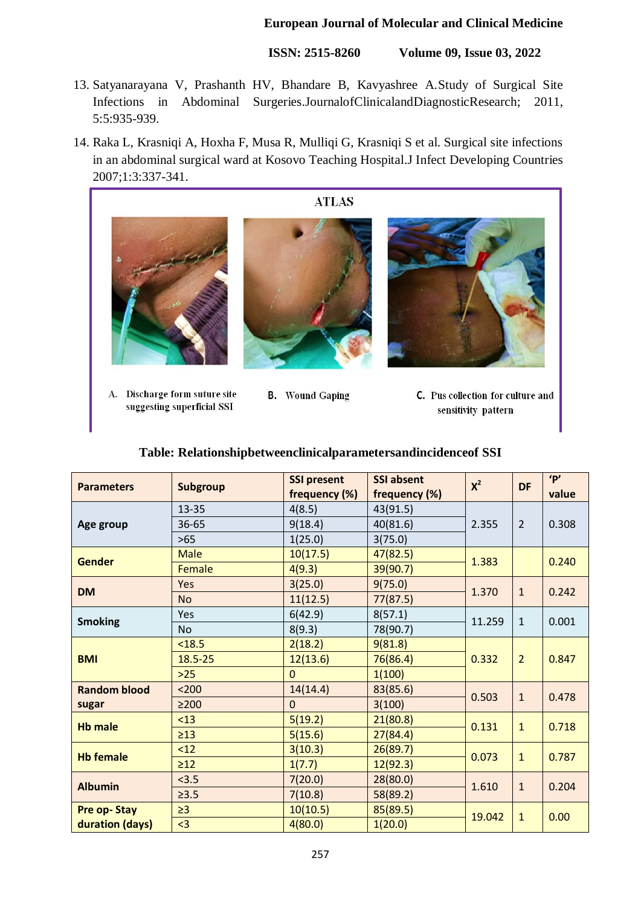13. Satyanarayana V, Prashanth HV, Bhandare B, Kavyashree A.Study of Surgical Site Infections in Abdominal Surgeries.JournalofClinicalandDiagnosticResearch; 2011, 5:5:935-939.
14. Raka L, Krasniqi A, Hoxha F, Musa R, Mulliqi G, Krasniqi S et al. Surgical site infections in an abdominal surgical ward at Kosovo Teaching Hospital.J Infect Developing Countries 2007;1:3:337-341.

**ATLAS**

A. Discharge form suture site suggesting superficial SSI

B. Wound Gaping

C. Pus collection for culture and sensitivity pattern

**Table: Relationshipbetweenclinicalparametersandincidenceof SSI**

| Parameters | Subgroup | SSI present frequency (%) | SSI absent frequency (%) | $X^2$ | DF | 'P' value |
|---|---|---|---|---|---|---|
| Age group | 13-35 | 4(8.5) | 43(91.5) | 2.355 | 2 | 0.308 |
| | 36-65 | 9(18.4) | 40(81.6) | | | |
| | >65 | 1(25.0) | 3(75.0) | | | |
| Gender | Male | 10(17.5) | 47(82.5) | 1.383 | | 0.240 |
| | Female | 4(9.3) | 39(90.7) | | | |
| DM | Yes | 3(25.0) | 9(75.0) | 1.370 | 1 | 0.242 |
| | No | 11(12.5) | 77(87.5) | | | |
| Smoking | Yes | 6(42.9) | 8(57.1) | 11.259 | 1 | 0.001 |
| | No | 8(9.3) | 78(90.7) | | | |
| BMI | <18.5 | 2(18.2) | 9(81.8) | 0.332 | 2 | 0.847 |
| | 18.5-25 | 12(13.6) | 76(86.4) | | | |
| | >25 | 0 | 1(100) | | | |
| Random blood sugar | <200 | 14(14.4) | 83(85.6) | 0.503 | 1 | 0.478 |
| | ≥200 | 0 | 3(100) | | | |
| Hb male | <13 | 5(19.2) | 21(80.8) | 0.131 | 1 | 0.718 |
| | ≥13 | 5(15.6) | 27(84.4) | | | |
| Hb female | <12 | 3(10.3) | 26(89.7) | 0.073 | 1 | 0.787 |
| | ≥12 | 1(7.7) | 12(92.3) | | | |
| Albumin | <3.5 | 7(20.0) | 28(80.0) | 1.610 | 1 | 0.204 |
| | ≥3.5 | 7(10.8) | 58(89.2) | | | |
| Pre op- Stay duration (days) | ≥3 | 10(10.5) | 85(89.5) | 19.042 | 1 | 0.00 |
| | <3 | 4(80.0) | 1(20.0) | | | |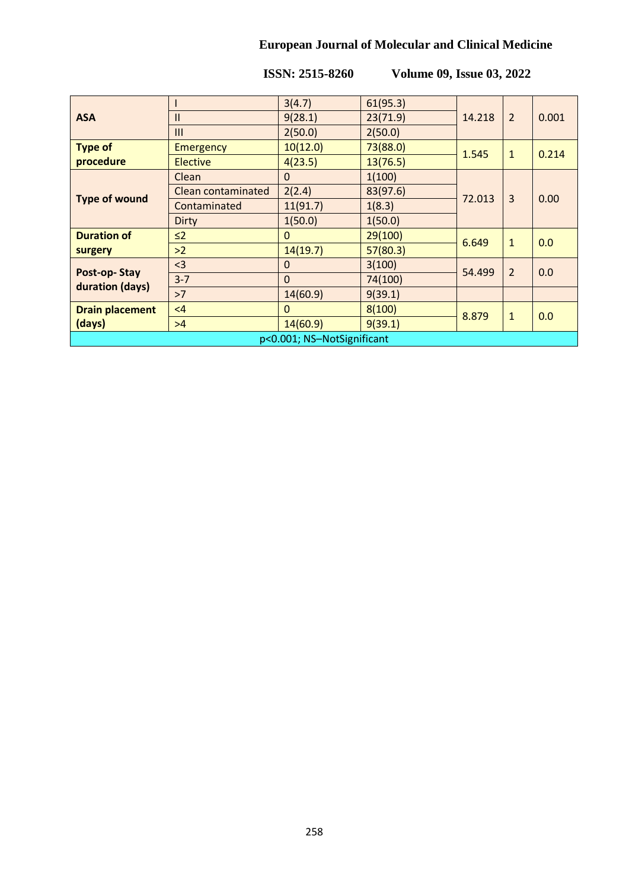| | | | | | | |
|---|---|---|---|---|---|---|
| **ASA** | I | 3(4.7) | 61(95.3) | 14.218 | 2 | 0.001 |
| | II | 9(28.1) | 23(71.9) | | | |
| | III | 2(50.0) | 2(50.0) | | | |
| **Type of procedure** | Emergency | 10(12.0) | 73(88.0) | 1.545 | 1 | 0.214 |
| | Elective | 4(23.5) | 13(76.5) | | | |
| **Type of wound** | Clean | 0 | 1(100) | 72.013 | 3 | 0.00 |
| | Clean contaminated | 2(2.4) | 83(97.6) | | | |
| | Contaminated | 11(91.7) | 1(8.3) | | | |
| | Dirty | 1(50.0) | 1(50.0) | | | |
| **Duration of surgery** | ≤2 | 0 | 29(100) | 6.649 | 1 | 0.0 |
| | >2 | 14(19.7) | 57(80.3) | | | |
| **Post-op- Stay duration (days)** | <3 | 0 | 3(100) | 54.499 | 2 | 0.0 |
| | 3-7 | 0 | 74(100) | | | |
| | >7 | 14(60.9) | 9(39.1) | | | |
| **Drain placement (days)** | <4 | 0 | 8(100) | 8.879 | 1 | 0.0 |
| | >4 | 14(60.9) | 9(39.1) | | | |
| p<0.001; NS–NotSignificant | | | | | | |